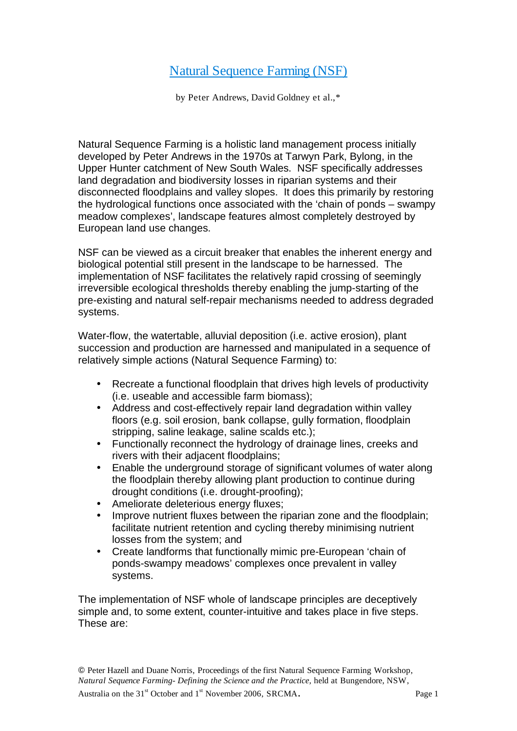# Natural Sequence Farming (NSF)

by Peter Andrews, David Goldney et al.,*

Natural Sequence Farming is a holistic land management process initially developed by Peter Andrews in the 1970s at Tarwyn Park, Bylong, in the Upper Hunter catchment of New South Wales. NSF specifically addresses land degradation and biodiversity losses in riparian systems and their disconnected floodplains and valley slopes. It does this primarily by restoring the hydrological functions once associated with the 'chain of ponds – swampy meadow complexes', landscape features almost completely destroyed by European land use changes.

NSF can be viewed as a circuit breaker that enables the inherent energy and biological potential still present in the landscape to be harnessed. The implementation of NSF facilitates the relatively rapid crossing of seemingly irreversible ecological thresholds thereby enabling the jump-starting of the pre-existing and natural self-repair mechanisms needed to address degraded systems.

Water-flow, the watertable, alluvial deposition (i.e. active erosion), plant succession and production are harnessed and manipulated in a sequence of relatively simple actions (Natural Sequence Farming) to:

- Recreate a functional floodplain that drives high levels of productivity (i.e. useable and accessible farm biomass);
- Address and cost-effectively repair land degradation within valley floors (e.g. soil erosion, bank collapse, gully formation, floodplain stripping, saline leakage, saline scalds etc.);
- Functionally reconnect the hydrology of drainage lines, creeks and rivers with their adjacent floodplains;
- Enable the underground storage of significant volumes of water along the floodplain thereby allowing plant production to continue during drought conditions (i.e. drought-proofing);
- Ameliorate deleterious energy fluxes;
- Improve nutrient fluxes between the riparian zone and the floodplain; facilitate nutrient retention and cycling thereby minimising nutrient losses from the system; and
- Create landforms that functionally mimic pre-European 'chain of ponds-swampy meadows' complexes once prevalent in valley systems.

The implementation of NSF whole of landscape principles are deceptively simple and, to some extent, counter-intuitive and takes place in five steps. These are:

© Peter Hazell and Duane Norris, Proceedings of the first Natural Sequence Farming Workshop, *Natural Sequence Farming- Defining the Science and the Practice,* held at Bungendore, NSW, Australia on the 31st October and 1st November 2006, SRCMA.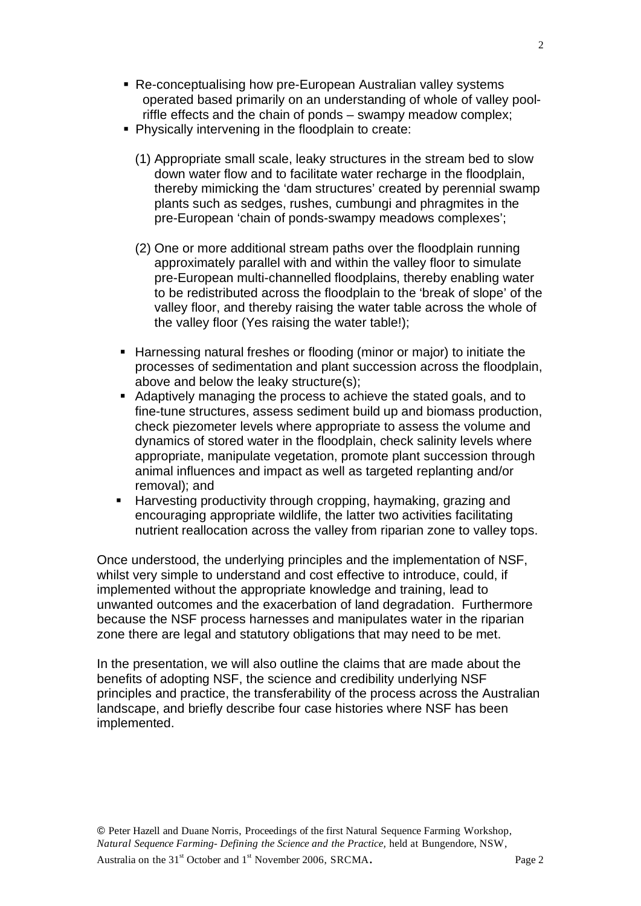- Re-conceptualising how pre-European Australian valley systems operated based primarily on an understanding of whole of valley pool-riffle effects and the chain of ponds – swampy meadow complex;
- Physically intervening in the floodplain to create:

  (1) Appropriate small scale, leaky structures in the stream bed to slow down water flow and to facilitate water recharge in the floodplain, thereby mimicking the 'dam structures' created by perennial swamp plants such as sedges, rushes, cumbungi and phragmites in the pre-European 'chain of ponds-swampy meadows complexes';

  (2) One or more additional stream paths over the floodplain running approximately parallel with and within the valley floor to simulate pre-European multi-channelled floodplains, thereby enabling water to be redistributed across the floodplain to the 'break of slope' of the valley floor, and thereby raising the water table across the whole of the valley floor (Yes raising the water table!);

- Harnessing natural freshes or flooding (minor or major) to initiate the processes of sedimentation and plant succession across the floodplain, above and below the leaky structure(s);
- Adaptively managing the process to achieve the stated goals, and to fine-tune structures, assess sediment build up and biomass production, check piezometer levels where appropriate to assess the volume and dynamics of stored water in the floodplain, check salinity levels where appropriate, manipulate vegetation, promote plant succession through animal influences and impact as well as targeted replanting and/or removal); and
- Harvesting productivity through cropping, haymaking, grazing and encouraging appropriate wildlife, the latter two activities facilitating nutrient reallocation across the valley from riparian zone to valley tops.

Once understood, the underlying principles and the implementation of NSF, whilst very simple to understand and cost effective to introduce, could, if implemented without the appropriate knowledge and training, lead to unwanted outcomes and the exacerbation of land degradation. Furthermore because the NSF process harnesses and manipulates water in the riparian zone there are legal and statutory obligations that may need to be met.

In the presentation, we will also outline the claims that are made about the benefits of adopting NSF, the science and credibility underlying NSF principles and practice, the transferability of the process across the Australian landscape, and briefly describe four case histories where NSF has been implemented.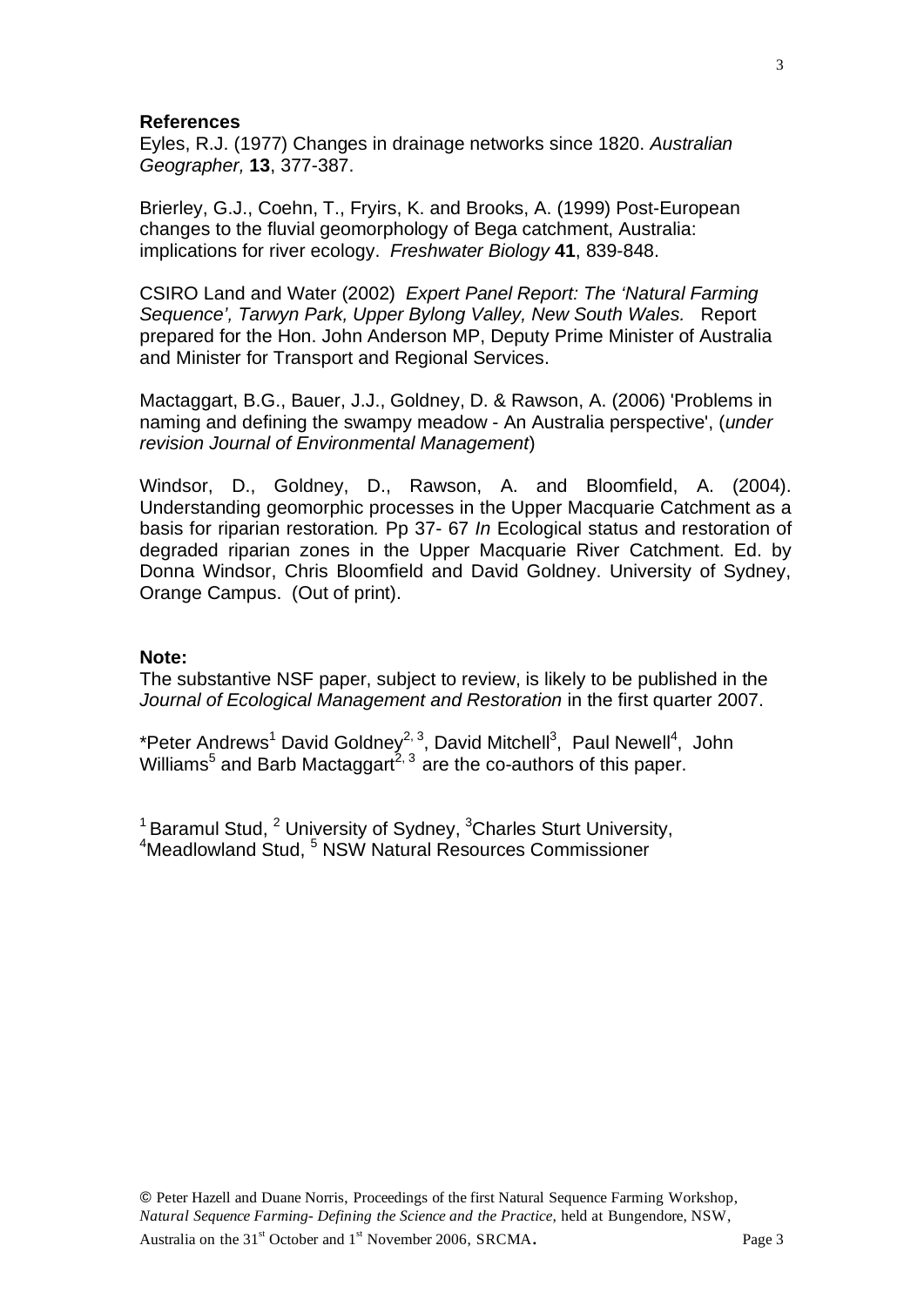## References

Eyles, R.J. (1977) Changes in drainage networks since 1820. *Australian Geographer,* **13**, 377-387.

Brierley, G.J., Coehn, T., Fryirs, K. and Brooks, A. (1999) Post-European changes to the fluvial geomorphology of Bega catchment, Australia: implications for river ecology. *Freshwater Biology* **41**, 839-848.

CSIRO Land and Water (2002) *Expert Panel Report: The 'Natural Farming Sequence', Tarwyn Park, Upper Bylong Valley, New South Wales.* Report prepared for the Hon. John Anderson MP, Deputy Prime Minister of Australia and Minister for Transport and Regional Services.

Mactaggart, B.G., Bauer, J.J., Goldney, D. & Rawson, A. (2006) 'Problems in naming and defining the swampy meadow - An Australia perspective', (*under revision Journal of Environmental Management*)

Windsor, D., Goldney, D., Rawson, A. and Bloomfield, A. (2004). Understanding geomorphic processes in the Upper Macquarie Catchment as a basis for riparian restoration. Pp 37- 67 *In* Ecological status and restoration of degraded riparian zones in the Upper Macquarie River Catchment. Ed. by Donna Windsor, Chris Bloomfield and David Goldney. University of Sydney, Orange Campus. (Out of print).

## Note:

The substantive NSF paper, subject to review, is likely to be published in the *Journal of Ecological Management and Restoration* in the first quarter 2007.

*Peter Andrews[1] David Goldney[2, 3], David Mitchell[3], Paul Newell[4], John Williams[5] and Barb Mactaggart[2, 3] are the co-authors of this paper.

[1] Baramul Stud, [2] University of Sydney, [3] Charles Sturt University, [4] Meadlowland Stud, [5] NSW Natural Resources Commissioner

© Peter Hazell and Duane Norris, Proceedings of the first Natural Sequence Farming Workshop, *Natural Sequence Farming- Defining the Science and the Practice,* held at Bungendore, NSW, Australia on the 31st October and 1st November 2006, SRCMA.